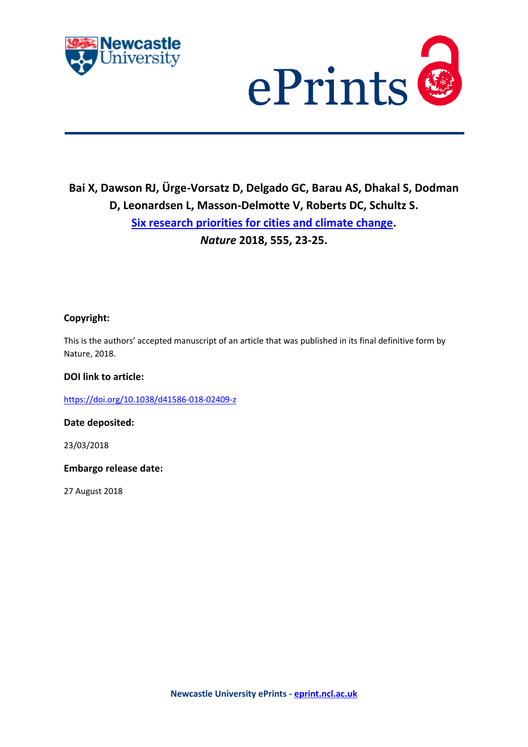Newcastle University ePrints

**Bai X, Dawson RJ, Ürge-Vorsatz D, Delgado GC, Barau AS, Dhakal S, Dodman D, Leonardsen L, Masson-Delmotte V, Roberts DC, Schultz S.**
**[Six research priorities for cities and climate change](https://doi.org/10.1038/d41586-018-02409-z).**
***Nature* 2018, 555, 23-25.**

**Copyright:**

This is the authors' accepted manuscript of an article that was published in its final definitive form by Nature, 2018.

**DOI link to article:**

https://doi.org/10.1038/d41586-018-02409-z

**Date deposited:**

23/03/2018

**Embargo release date:**

27 August 2018

**Newcastle University ePrints - eprint.ncl.ac.uk**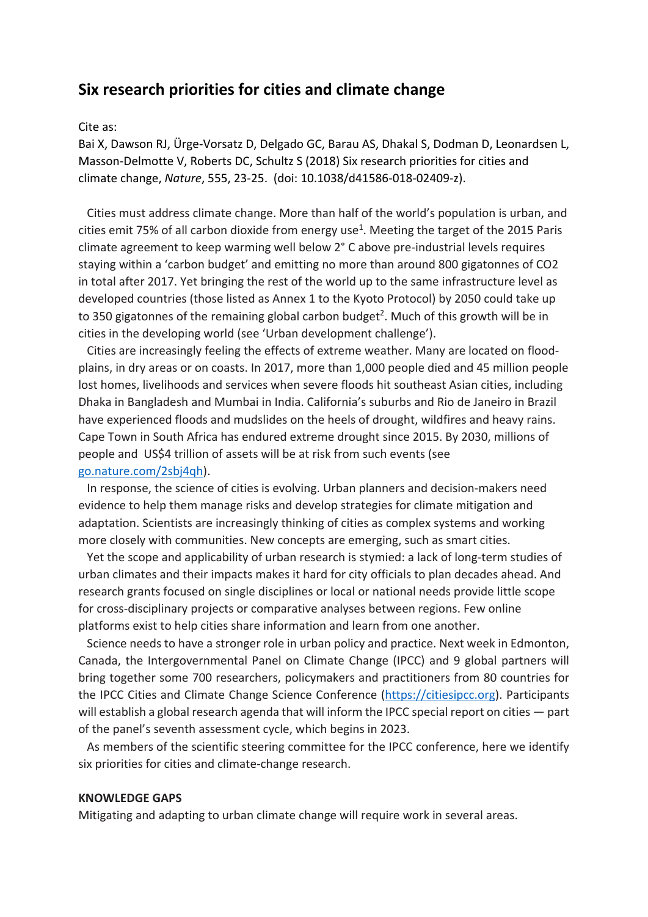# Six research priorities for cities and climate change

Cite as:
Bai X, Dawson RJ, Ürge-Vorsatz D, Delgado GC, Barau AS, Dhakal S, Dodman D, Leonardsen L, Masson-Delmotte V, Roberts DC, Schultz S (2018) Six research priorities for cities and climate change, *Nature*, 555, 23-25. (doi: 10.1038/d41586-018-02409-z).

Cities must address climate change. More than half of the world's population is urban, and cities emit 75% of all carbon dioxide from energy use[1]. Meeting the target of the 2015 Paris climate agreement to keep warming well below 2° C above pre-industrial levels requires staying within a 'carbon budget' and emitting no more than around 800 gigatonnes of $CO_2$ in total after 2017. Yet bringing the rest of the world up to the same infrastructure level as developed countries (those listed as Annex 1 to the Kyoto Protocol) by 2050 could take up to 350 gigatonnes of the remaining global carbon budget[2]. Much of this growth will be in cities in the developing world (see 'Urban development challenge').

Cities are increasingly feeling the effects of extreme weather. Many are located on flood-plains, in dry areas or on coasts. In 2017, more than 1,000 people died and 45 million people lost homes, livelihoods and services when severe floods hit southeast Asian cities, including Dhaka in Bangladesh and Mumbai in India. California's suburbs and Rio de Janeiro in Brazil have experienced floods and mudslides on the heels of drought, wildfires and heavy rains. Cape Town in South Africa has endured extreme drought since 2015. By 2030, millions of people and US$4 trillion of assets will be at risk from such events (see [go.nature.com/2sbj4qh](go.nature.com/2sbj4qh)).

In response, the science of cities is evolving. Urban planners and decision-makers need evidence to help them manage risks and develop strategies for climate mitigation and adaptation. Scientists are increasingly thinking of cities as complex systems and working more closely with communities. New concepts are emerging, such as smart cities.

Yet the scope and applicability of urban research is stymied: a lack of long-term studies of urban climates and their impacts makes it hard for city officials to plan decades ahead. And research grants focused on single disciplines or local or national needs provide little scope for cross-disciplinary projects or comparative analyses between regions. Few online platforms exist to help cities share information and learn from one another.

Science needs to have a stronger role in urban policy and practice. Next week in Edmonton, Canada, the Intergovernmental Panel on Climate Change (IPCC) and 9 global partners will bring together some 700 researchers, policymakers and practitioners from 80 countries for the IPCC Cities and Climate Change Science Conference ([https://citiesipcc.org](https://citiesipcc.org)). Participants will establish a global research agenda that will inform the IPCC special report on cities — part of the panel's seventh assessment cycle, which begins in 2023.

As members of the scientific steering committee for the IPCC conference, here we identify six priorities for cities and climate-change research.

**KNOWLEDGE GAPS**

Mitigating and adapting to urban climate change will require work in several areas.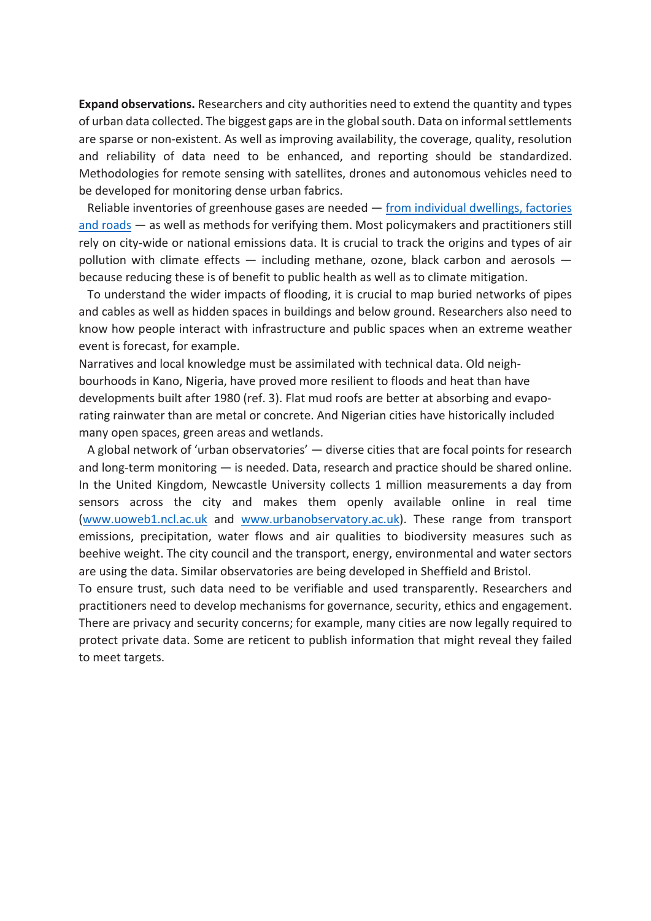**Expand observations.** Researchers and city authorities need to extend the quantity and types of urban data collected. The biggest gaps are in the global south. Data on informal settlements are sparse or non-existent. As well as improving availability, the coverage, quality, resolution and reliability of data need to be enhanced, and reporting should be standardized. Methodologies for remote sensing with satellites, drones and autonomous vehicles need to be developed for monitoring dense urban fabrics.

Reliable inventories of greenhouse gases are needed — from individual dwellings, factories and roads — as well as methods for verifying them. Most policymakers and practitioners still rely on city-wide or national emissions data. It is crucial to track the origins and types of air pollution with climate effects — including methane, ozone, black carbon and aerosols — because reducing these is of benefit to public health as well as to climate mitigation.

To understand the wider impacts of flooding, it is crucial to map buried networks of pipes and cables as well as hidden spaces in buildings and below ground. Researchers also need to know how people interact with infrastructure and public spaces when an extreme weather event is forecast, for example.

Narratives and local knowledge must be assimilated with technical data. Old neighbourhoods in Kano, Nigeria, have proved more resilient to floods and heat than have developments built after 1980 (ref. 3). Flat mud roofs are better at absorbing and evaporating rainwater than are metal or concrete. And Nigerian cities have historically included many open spaces, green areas and wetlands.

A global network of 'urban observatories' — diverse cities that are focal points for research and long-term monitoring — is needed. Data, research and practice should be shared online. In the United Kingdom, Newcastle University collects 1 million measurements a day from sensors across the city and makes them openly available online in real time (www.uoweb1.ncl.ac.uk and www.urbanobservatory.ac.uk). These range from transport emissions, precipitation, water flows and air qualities to biodiversity measures such as beehive weight. The city council and the transport, energy, environmental and water sectors are using the data. Similar observatories are being developed in Sheffield and Bristol.

To ensure trust, such data need to be verifiable and used transparently. Researchers and practitioners need to develop mechanisms for governance, security, ethics and engagement. There are privacy and security concerns; for example, many cities are now legally required to protect private data. Some are reticent to publish information that might reveal they failed to meet targets.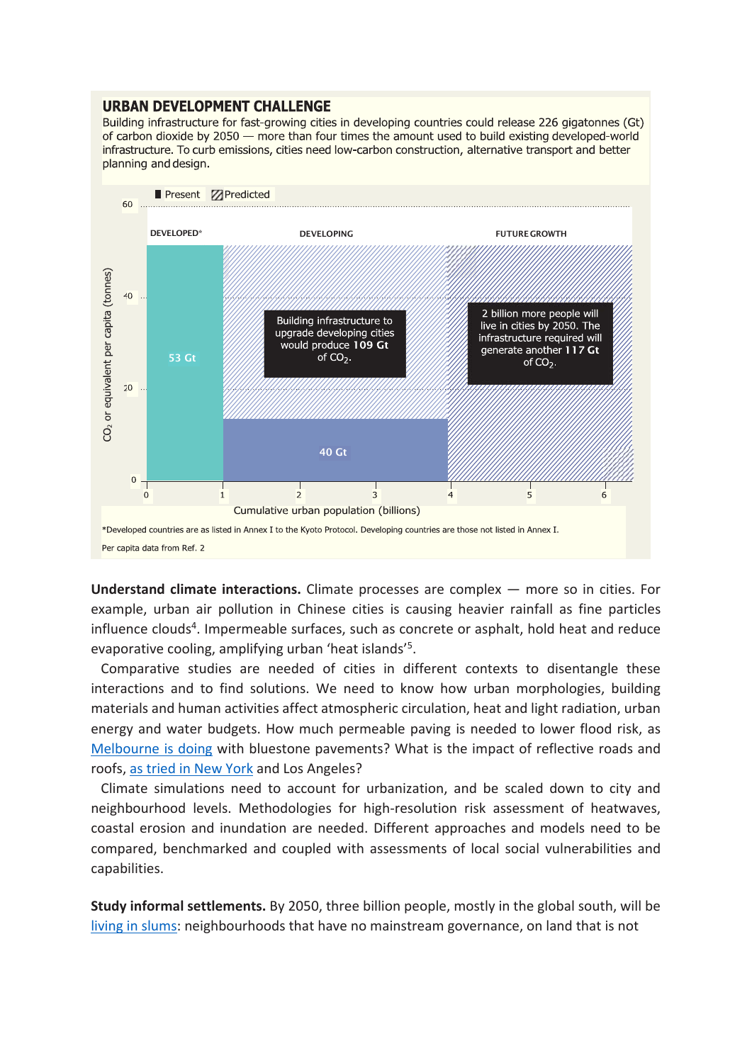## URBAN DEVELOPMENT CHALLENGE

Building infrastructure for fast-growing cities in developing countries could release 226 gigatonnes (Gt) of carbon dioxide by 2050 — more than four times the amount used to build existing developed-world infrastructure. To curb emissions, cities need low-carbon construction, alternative transport and better planning and design.

Present | Predicted

DEVELOPED* | DEVELOPING | FUTURE GROWTH

53 Gt

Building infrastructure to upgrade developing cities would produce **109 Gt** of $CO_2$.

40 Gt

2 billion more people will live in cities by 2050. The infrastructure required will generate another **117 Gt** of $CO_2$.

$CO_2$ or equivalent per capita (tonnes)

Cumulative urban population (billions)

*Developed countries are as listed in Annex I to the Kyoto Protocol. Developing countries are those not listed in Annex I.

Per capita data from Ref. 2

**Understand climate interactions.** Climate processes are complex — more so in cities. For example, urban air pollution in Chinese cities is causing heavier rainfall as fine particles influence clouds[4]. Impermeable surfaces, such as concrete or asphalt, hold heat and reduce evaporative cooling, amplifying urban 'heat islands'[5].

Comparative studies are needed of cities in different contexts to disentangle these interactions and to find solutions. We need to know how urban morphologies, building materials and human activities affect atmospheric circulation, heat and light radiation, urban energy and water budgets. How much permeable paving is needed to lower flood risk, as Melbourne is doing with bluestone pavements? What is the impact of reflective roads and roofs, as tried in New York and Los Angeles?

Climate simulations need to account for urbanization, and be scaled down to city and neighbourhood levels. Methodologies for high-resolution risk assessment of heatwaves, coastal erosion and inundation are needed. Different approaches and models need to be compared, benchmarked and coupled with assessments of local social vulnerabilities and capabilities.

**Study informal settlements.** By 2050, three billion people, mostly in the global south, will be living in slums: neighbourhoods that have no mainstream governance, on land that is not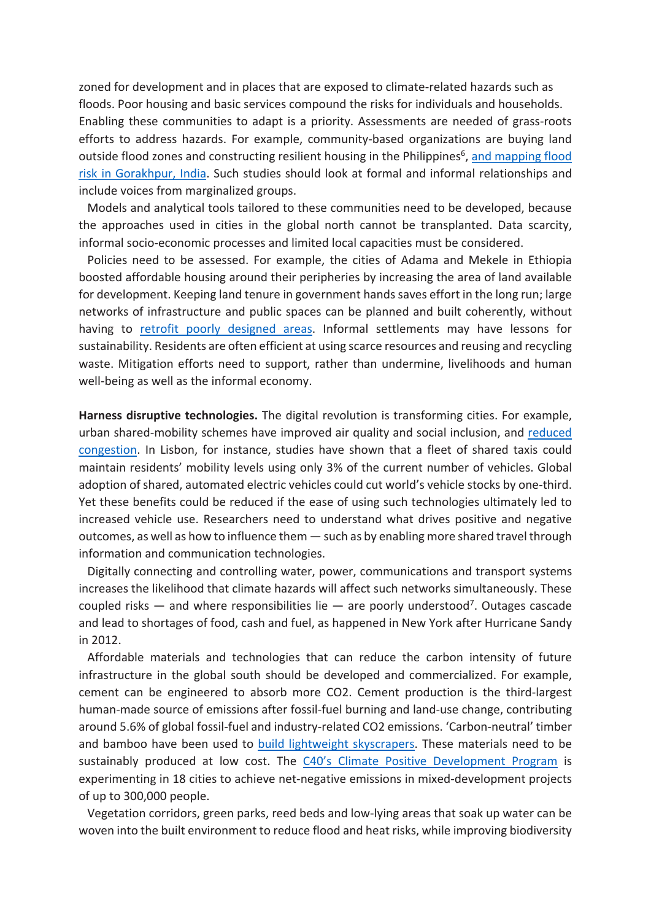zoned for development and in places that are exposed to climate-related hazards such as floods. Poor housing and basic services compound the risks for individuals and households. Enabling these communities to adapt is a priority. Assessments are needed of grass-roots efforts to address hazards. For example, community-based organizations are buying land outside flood zones and constructing resilient housing in the Philippines[6], and mapping flood risk in Gorakhpur, India. Such studies should look at formal and informal relationships and include voices from marginalized groups.

Models and analytical tools tailored to these communities need to be developed, because the approaches used in cities in the global north cannot be transplanted. Data scarcity, informal socio-economic processes and limited local capacities must be considered.

Policies need to be assessed. For example, the cities of Adama and Mekele in Ethiopia boosted affordable housing around their peripheries by increasing the area of land available for development. Keeping land tenure in government hands saves effort in the long run; large networks of infrastructure and public spaces can be planned and built coherently, without having to retrofit poorly designed areas. Informal settlements may have lessons for sustainability. Residents are often efficient at using scarce resources and reusing and recycling waste. Mitigation efforts need to support, rather than undermine, livelihoods and human well-being as well as the informal economy.

**Harness disruptive technologies.** The digital revolution is transforming cities. For example, urban shared-mobility schemes have improved air quality and social inclusion, and reduced congestion. In Lisbon, for instance, studies have shown that a fleet of shared taxis could maintain residents' mobility levels using only 3% of the current number of vehicles. Global adoption of shared, automated electric vehicles could cut world's vehicle stocks by one-third. Yet these benefits could be reduced if the ease of using such technologies ultimately led to increased vehicle use. Researchers need to understand what drives positive and negative outcomes, as well as how to influence them — such as by enabling more shared travel through information and communication technologies.

Digitally connecting and controlling water, power, communications and transport systems increases the likelihood that climate hazards will affect such networks simultaneously. These coupled risks — and where responsibilities lie — are poorly understood[7]. Outages cascade and lead to shortages of food, cash and fuel, as happened in New York after Hurricane Sandy in 2012.

Affordable materials and technologies that can reduce the carbon intensity of future infrastructure in the global south should be developed and commercialized. For example, cement can be engineered to absorb more $CO_2$. Cement production is the third-largest human-made source of emissions after fossil-fuel burning and land-use change, contributing around 5.6% of global fossil-fuel and industry-related $CO_2$ emissions. 'Carbon-neutral' timber and bamboo have been used to build lightweight skyscrapers. These materials need to be sustainably produced at low cost. The C40's Climate Positive Development Program is experimenting in 18 cities to achieve net-negative emissions in mixed-development projects of up to 300,000 people.

Vegetation corridors, green parks, reed beds and low-lying areas that soak up water can be woven into the built environment to reduce flood and heat risks, while improving biodiversity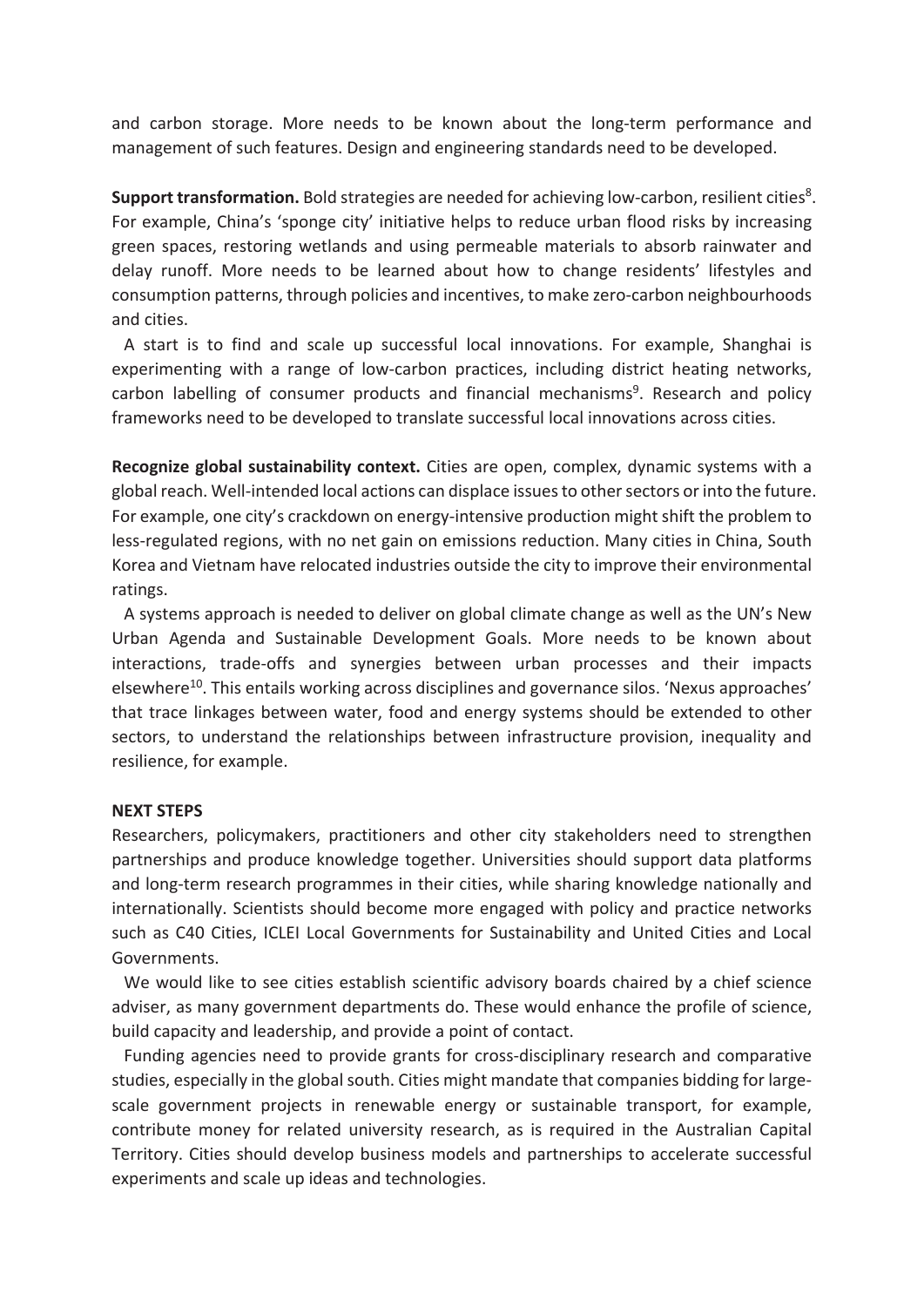and carbon storage. More needs to be known about the long-term performance and management of such features. Design and engineering standards need to be developed.

**Support transformation.** Bold strategies are needed for achieving low-carbon, resilient cities[8]. For example, China's 'sponge city' initiative helps to reduce urban flood risks by increasing green spaces, restoring wetlands and using permeable materials to absorb rainwater and delay runoff. More needs to be learned about how to change residents' lifestyles and consumption patterns, through policies and incentives, to make zero-carbon neighbourhoods and cities.

A start is to find and scale up successful local innovations. For example, Shanghai is experimenting with a range of low-carbon practices, including district heating networks, carbon labelling of consumer products and financial mechanisms[9]. Research and policy frameworks need to be developed to translate successful local innovations across cities.

**Recognize global sustainability context.** Cities are open, complex, dynamic systems with a global reach. Well-intended local actions can displace issues to other sectors or into the future. For example, one city's crackdown on energy-intensive production might shift the problem to less-regulated regions, with no net gain on emissions reduction. Many cities in China, South Korea and Vietnam have relocated industries outside the city to improve their environmental ratings.

A systems approach is needed to deliver on global climate change as well as the UN's New Urban Agenda and Sustainable Development Goals. More needs to be known about interactions, trade-offs and synergies between urban processes and their impacts elsewhere[10]. This entails working across disciplines and governance silos. 'Nexus approaches' that trace linkages between water, food and energy systems should be extended to other sectors, to understand the relationships between infrastructure provision, inequality and resilience, for example.

## NEXT STEPS

Researchers, policymakers, practitioners and other city stakeholders need to strengthen partnerships and produce knowledge together. Universities should support data platforms and long-term research programmes in their cities, while sharing knowledge nationally and internationally. Scientists should become more engaged with policy and practice networks such as C40 Cities, ICLEI Local Governments for Sustainability and United Cities and Local Governments.

We would like to see cities establish scientific advisory boards chaired by a chief science adviser, as many government departments do. These would enhance the profile of science, build capacity and leadership, and provide a point of contact.

Funding agencies need to provide grants for cross-disciplinary research and comparative studies, especially in the global south. Cities might mandate that companies bidding for large-scale government projects in renewable energy or sustainable transport, for example, contribute money for related university research, as is required in the Australian Capital Territory. Cities should develop business models and partnerships to accelerate successful experiments and scale up ideas and technologies.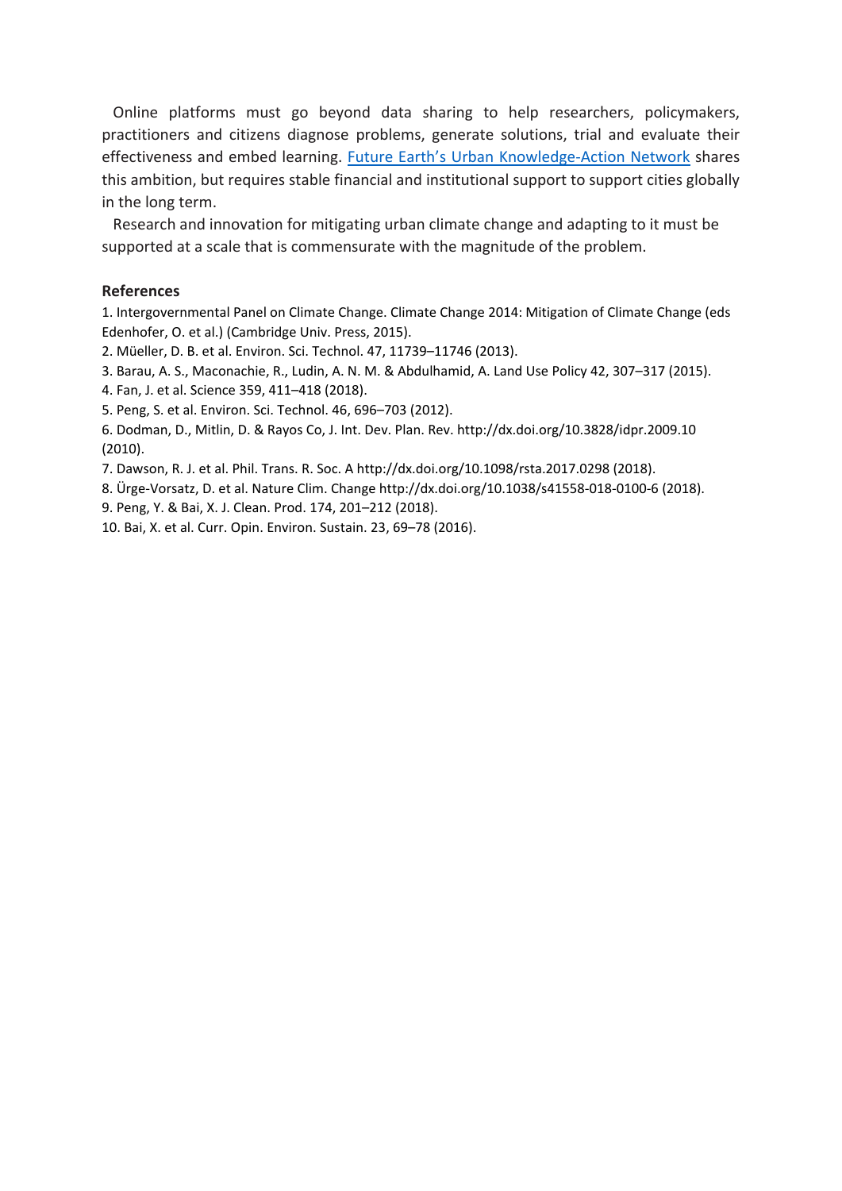Online platforms must go beyond data sharing to help researchers, policymakers, practitioners and citizens diagnose problems, generate solutions, trial and evaluate their effectiveness and embed learning. [Future Earth's Urban Knowledge-Action Network] shares this ambition, but requires stable financial and institutional support to support cities globally in the long term.

Research and innovation for mitigating urban climate change and adapting to it must be supported at a scale that is commensurate with the magnitude of the problem.

## References

1. Intergovernmental Panel on Climate Change. Climate Change 2014: Mitigation of Climate Change (eds Edenhofer, O. et al.) (Cambridge Univ. Press, 2015).
2. Müeller, D. B. et al. Environ. Sci. Technol. 47, 11739–11746 (2013).
3. Barau, A. S., Maconachie, R., Ludin, A. N. M. & Abdulhamid, A. Land Use Policy 42, 307–317 (2015).
4. Fan, J. et al. Science 359, 411–418 (2018).
5. Peng, S. et al. Environ. Sci. Technol. 46, 696–703 (2012).
6. Dodman, D., Mitlin, D. & Rayos Co, J. Int. Dev. Plan. Rev. http://dx.doi.org/10.3828/idpr.2009.10 (2010).
7. Dawson, R. J. et al. Phil. Trans. R. Soc. A http://dx.doi.org/10.1098/rsta.2017.0298 (2018).
8. Ürge-Vorsatz, D. et al. Nature Clim. Change http://dx.doi.org/10.1038/s41558-018-0100-6 (2018).
9. Peng, Y. & Bai, X. J. Clean. Prod. 174, 201–212 (2018).
10. Bai, X. et al. Curr. Opin. Environ. Sustain. 23, 69–78 (2016).